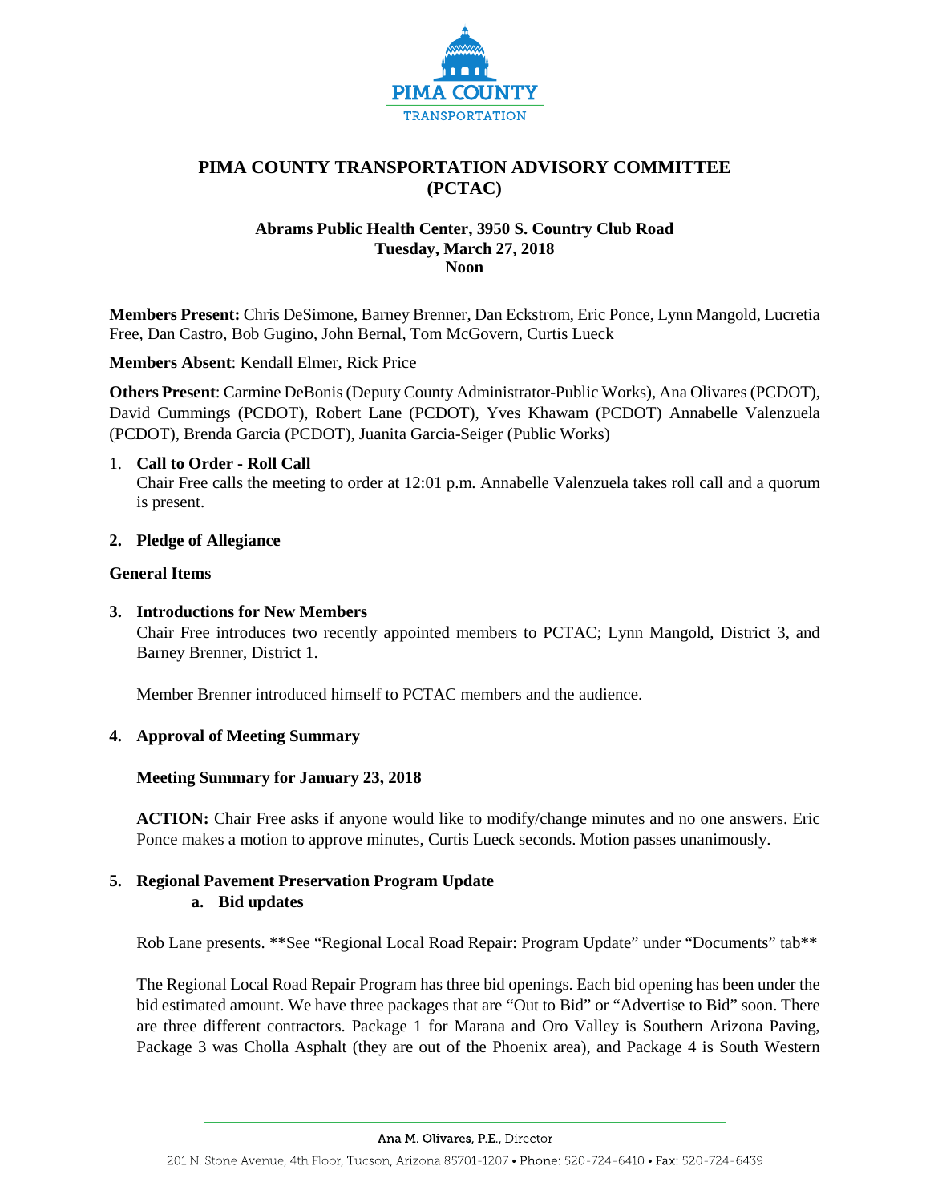PIMA COUNTY
TRANSPORTATION

# PIMA COUNTY TRANSPORTATION ADVISORY COMMITTEE (PCTAC)

**Abrams Public Health Center, 3950 S. Country Club Road**
**Tuesday, March 27, 2018**
**Noon**

**Members Present:** Chris DeSimone, Barney Brenner, Dan Eckstrom, Eric Ponce, Lynn Mangold, Lucretia Free, Dan Castro, Bob Gugino, John Bernal, Tom McGovern, Curtis Lueck

**Members Absent**: Kendall Elmer, Rick Price

**Others Present**: Carmine DeBonis (Deputy County Administrator-Public Works), Ana Olivares (PCDOT), David Cummings (PCDOT), Robert Lane (PCDOT), Yves Khawam (PCDOT) Annabelle Valenzuela (PCDOT), Brenda Garcia (PCDOT), Juanita Garcia-Seiger (Public Works)

1. **Call to Order - Roll Call**
   Chair Free calls the meeting to order at 12:01 p.m. Annabelle Valenzuela takes roll call and a quorum is present.

2. **Pledge of Allegiance**

**General Items**

3. **Introductions for New Members**
   Chair Free introduces two recently appointed members to PCTAC; Lynn Mangold, District 3, and Barney Brenner, District 1.

   Member Brenner introduced himself to PCTAC members and the audience.

4. **Approval of Meeting Summary**

   **Meeting Summary for January 23, 2018**

   **ACTION:** Chair Free asks if anyone would like to modify/change minutes and no one answers. Eric Ponce makes a motion to approve minutes, Curtis Lueck seconds. Motion passes unanimously.

5. **Regional Pavement Preservation Program Update**
   a. **Bid updates**

   Rob Lane presents. **See "Regional Local Road Repair: Program Update" under "Documents" tab**

   The Regional Local Road Repair Program has three bid openings. Each bid opening has been under the bid estimated amount. We have three packages that are "Out to Bid" or "Advertise to Bid" soon. There are three different contractors. Package 1 for Marana and Oro Valley is Southern Arizona Paving, Package 3 was Cholla Asphalt (they are out of the Phoenix area), and Package 4 is South Western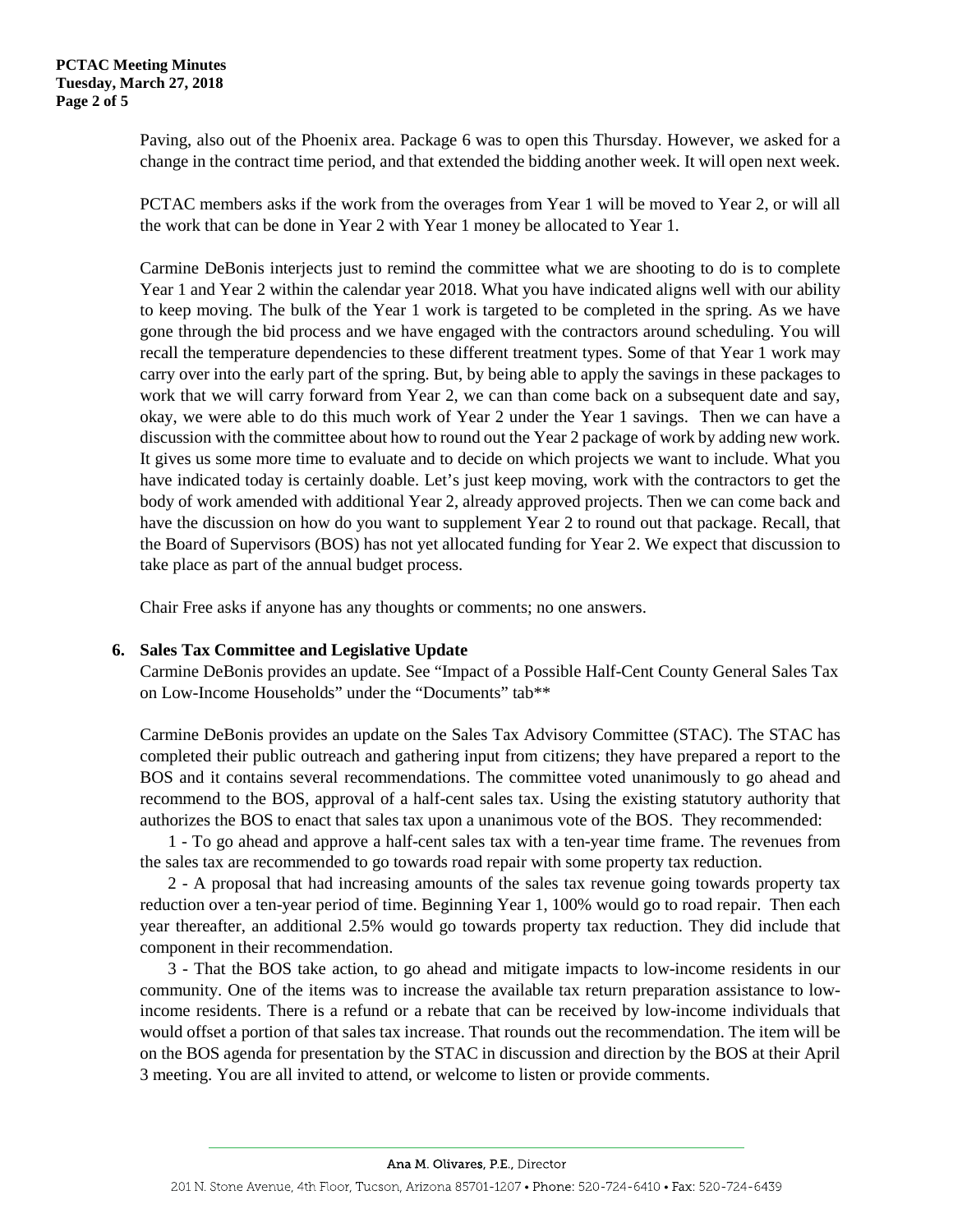Paving, also out of the Phoenix area. Package 6 was to open this Thursday. However, we asked for a change in the contract time period, and that extended the bidding another week. It will open next week.

PCTAC members asks if the work from the overages from Year 1 will be moved to Year 2, or will all the work that can be done in Year 2 with Year 1 money be allocated to Year 1.

Carmine DeBonis interjects just to remind the committee what we are shooting to do is to complete Year 1 and Year 2 within the calendar year 2018. What you have indicated aligns well with our ability to keep moving. The bulk of the Year 1 work is targeted to be completed in the spring. As we have gone through the bid process and we have engaged with the contractors around scheduling. You will recall the temperature dependencies to these different treatment types. Some of that Year 1 work may carry over into the early part of the spring. But, by being able to apply the savings in these packages to work that we will carry forward from Year 2, we can than come back on a subsequent date and say, okay, we were able to do this much work of Year 2 under the Year 1 savings. Then we can have a discussion with the committee about how to round out the Year 2 package of work by adding new work. It gives us some more time to evaluate and to decide on which projects we want to include. What you have indicated today is certainly doable. Let's just keep moving, work with the contractors to get the body of work amended with additional Year 2, already approved projects. Then we can come back and have the discussion on how do you want to supplement Year 2 to round out that package. Recall, that the Board of Supervisors (BOS) has not yet allocated funding for Year 2. We expect that discussion to take place as part of the annual budget process.

Chair Free asks if anyone has any thoughts or comments; no one answers.

**6. Sales Tax Committee and Legislative Update**

Carmine DeBonis provides an update. See "Impact of a Possible Half-Cent County General Sales Tax on Low-Income Households" under the "Documents" tab**

Carmine DeBonis provides an update on the Sales Tax Advisory Committee (STAC). The STAC has completed their public outreach and gathering input from citizens; they have prepared a report to the BOS and it contains several recommendations. The committee voted unanimously to go ahead and recommend to the BOS, approval of a half-cent sales tax. Using the existing statutory authority that authorizes the BOS to enact that sales tax upon a unanimous vote of the BOS. They recommended:

1 - To go ahead and approve a half-cent sales tax with a ten-year time frame. The revenues from the sales tax are recommended to go towards road repair with some property tax reduction.

2 - A proposal that had increasing amounts of the sales tax revenue going towards property tax reduction over a ten-year period of time. Beginning Year 1, 100% would go to road repair. Then each year thereafter, an additional 2.5% would go towards property tax reduction. They did include that component in their recommendation.

3 - That the BOS take action, to go ahead and mitigate impacts to low-income residents in our community. One of the items was to increase the available tax return preparation assistance to low-income residents. There is a refund or a rebate that can be received by low-income individuals that would offset a portion of that sales tax increase. That rounds out the recommendation. The item will be on the BOS agenda for presentation by the STAC in discussion and direction by the BOS at their April 3 meeting. You are all invited to attend, or welcome to listen or provide comments.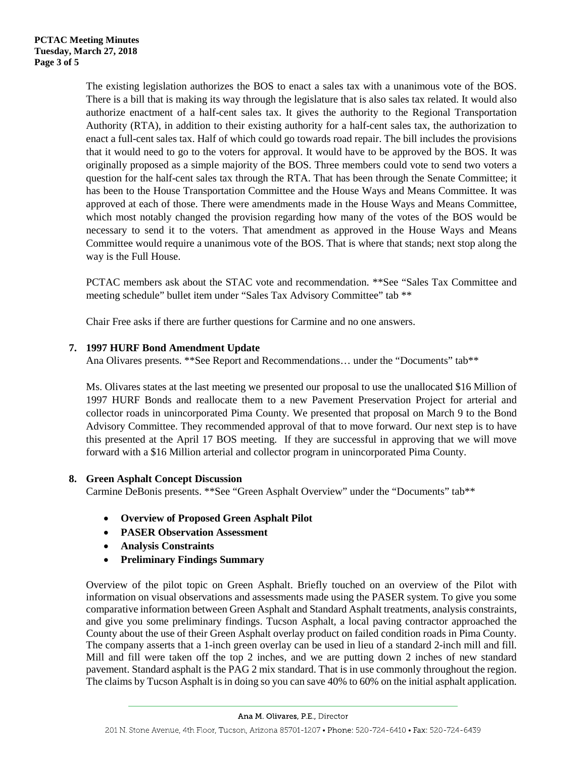The existing legislation authorizes the BOS to enact a sales tax with a unanimous vote of the BOS. There is a bill that is making its way through the legislature that is also sales tax related. It would also authorize enactment of a half-cent sales tax. It gives the authority to the Regional Transportation Authority (RTA), in addition to their existing authority for a half-cent sales tax, the authorization to enact a full-cent sales tax. Half of which could go towards road repair. The bill includes the provisions that it would need to go to the voters for approval. It would have to be approved by the BOS. It was originally proposed as a simple majority of the BOS. Three members could vote to send two voters a question for the half-cent sales tax through the RTA. That has been through the Senate Committee; it has been to the House Transportation Committee and the House Ways and Means Committee. It was approved at each of those. There were amendments made in the House Ways and Means Committee, which most notably changed the provision regarding how many of the votes of the BOS would be necessary to send it to the voters. That amendment as approved in the House Ways and Means Committee would require a unanimous vote of the BOS. That is where that stands; next stop along the way is the Full House.

PCTAC members ask about the STAC vote and recommendation. **See "Sales Tax Committee and meeting schedule" bullet item under "Sales Tax Advisory Committee" tab **

Chair Free asks if there are further questions for Carmine and no one answers.

**7. 1997 HURF Bond Amendment Update**

Ana Olivares presents. **See Report and Recommendations… under the "Documents" tab**

Ms. Olivares states at the last meeting we presented our proposal to use the unallocated $16 Million of 1997 HURF Bonds and reallocate them to a new Pavement Preservation Project for arterial and collector roads in unincorporated Pima County. We presented that proposal on March 9 to the Bond Advisory Committee. They recommended approval of that to move forward. Our next step is to have this presented at the April 17 BOS meeting. If they are successful in approving that we will move forward with a $16 Million arterial and collector program in unincorporated Pima County.

**8. Green Asphalt Concept Discussion**

Carmine DeBonis presents. **See "Green Asphalt Overview" under the "Documents" tab**

- **Overview of Proposed Green Asphalt Pilot**
- **PASER Observation Assessment**
- **Analysis Constraints**
- **Preliminary Findings Summary**

Overview of the pilot topic on Green Asphalt. Briefly touched on an overview of the Pilot with information on visual observations and assessments made using the PASER system. To give you some comparative information between Green Asphalt and Standard Asphalt treatments, analysis constraints, and give you some preliminary findings. Tucson Asphalt, a local paving contractor approached the County about the use of their Green Asphalt overlay product on failed condition roads in Pima County. The company asserts that a 1-inch green overlay can be used in lieu of a standard 2-inch mill and fill. Mill and fill were taken off the top 2 inches, and we are putting down 2 inches of new standard pavement. Standard asphalt is the PAG 2 mix standard. That is in use commonly throughout the region. The claims by Tucson Asphalt is in doing so you can save 40% to 60% on the initial asphalt application.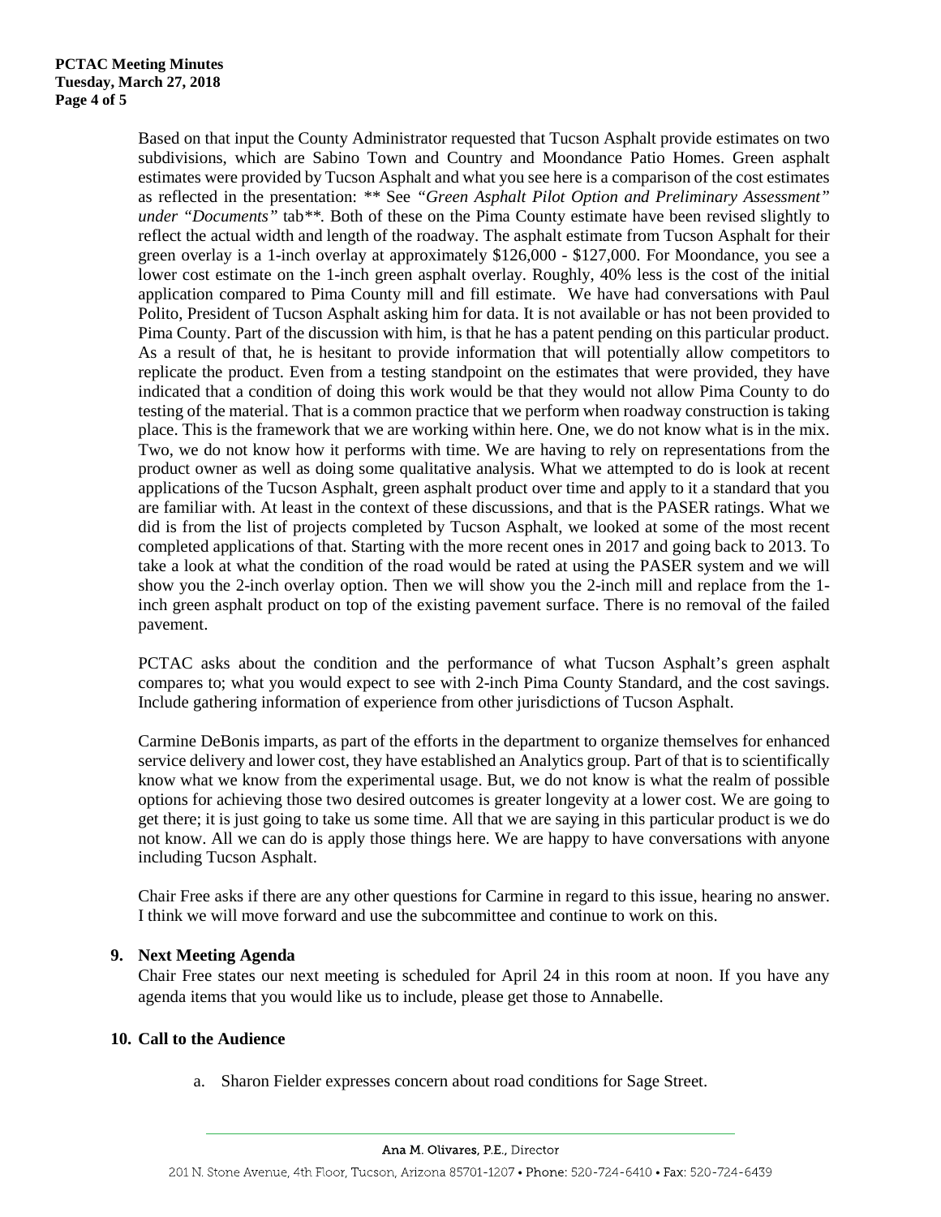Based on that input the County Administrator requested that Tucson Asphalt provide estimates on two subdivisions, which are Sabino Town and Country and Moondance Patio Homes. Green asphalt estimates were provided by Tucson Asphalt and what you see here is a comparison of the cost estimates as reflected in the presentation: ** See *"Green Asphalt Pilot Option and Preliminary Assessment" under "Documents"* tab**. Both of these on the Pima County estimate have been revised slightly to reflect the actual width and length of the roadway. The asphalt estimate from Tucson Asphalt for their green overlay is a 1-inch overlay at approximately $126,000 - $127,000. For Moondance, you see a lower cost estimate on the 1-inch green asphalt overlay. Roughly, 40% less is the cost of the initial application compared to Pima County mill and fill estimate. We have had conversations with Paul Polito, President of Tucson Asphalt asking him for data. It is not available or has not been provided to Pima County. Part of the discussion with him, is that he has a patent pending on this particular product. As a result of that, he is hesitant to provide information that will potentially allow competitors to replicate the product. Even from a testing standpoint on the estimates that were provided, they have indicated that a condition of doing this work would be that they would not allow Pima County to do testing of the material. That is a common practice that we perform when roadway construction is taking place. This is the framework that we are working within here. One, we do not know what is in the mix. Two, we do not know how it performs with time. We are having to rely on representations from the product owner as well as doing some qualitative analysis. What we attempted to do is look at recent applications of the Tucson Asphalt, green asphalt product over time and apply to it a standard that you are familiar with. At least in the context of these discussions, and that is the PASER ratings. What we did is from the list of projects completed by Tucson Asphalt, we looked at some of the most recent completed applications of that. Starting with the more recent ones in 2017 and going back to 2013. To take a look at what the condition of the road would be rated at using the PASER system and we will show you the 2-inch overlay option. Then we will show you the 2-inch mill and replace from the 1-inch green asphalt product on top of the existing pavement surface. There is no removal of the failed pavement.

PCTAC asks about the condition and the performance of what Tucson Asphalt's green asphalt compares to; what you would expect to see with 2-inch Pima County Standard, and the cost savings. Include gathering information of experience from other jurisdictions of Tucson Asphalt.

Carmine DeBonis imparts, as part of the efforts in the department to organize themselves for enhanced service delivery and lower cost, they have established an Analytics group. Part of that is to scientifically know what we know from the experimental usage. But, we do not know is what the realm of possible options for achieving those two desired outcomes is greater longevity at a lower cost. We are going to get there; it is just going to take us some time. All that we are saying in this particular product is we do not know. All we can do is apply those things here. We are happy to have conversations with anyone including Tucson Asphalt.

Chair Free asks if there are any other questions for Carmine in regard to this issue, hearing no answer. I think we will move forward and use the subcommittee and continue to work on this.

**9. Next Meeting Agenda**

Chair Free states our next meeting is scheduled for April 24 in this room at noon. If you have any agenda items that you would like us to include, please get those to Annabelle.

**10. Call to the Audience**

a. Sharon Fielder expresses concern about road conditions for Sage Street.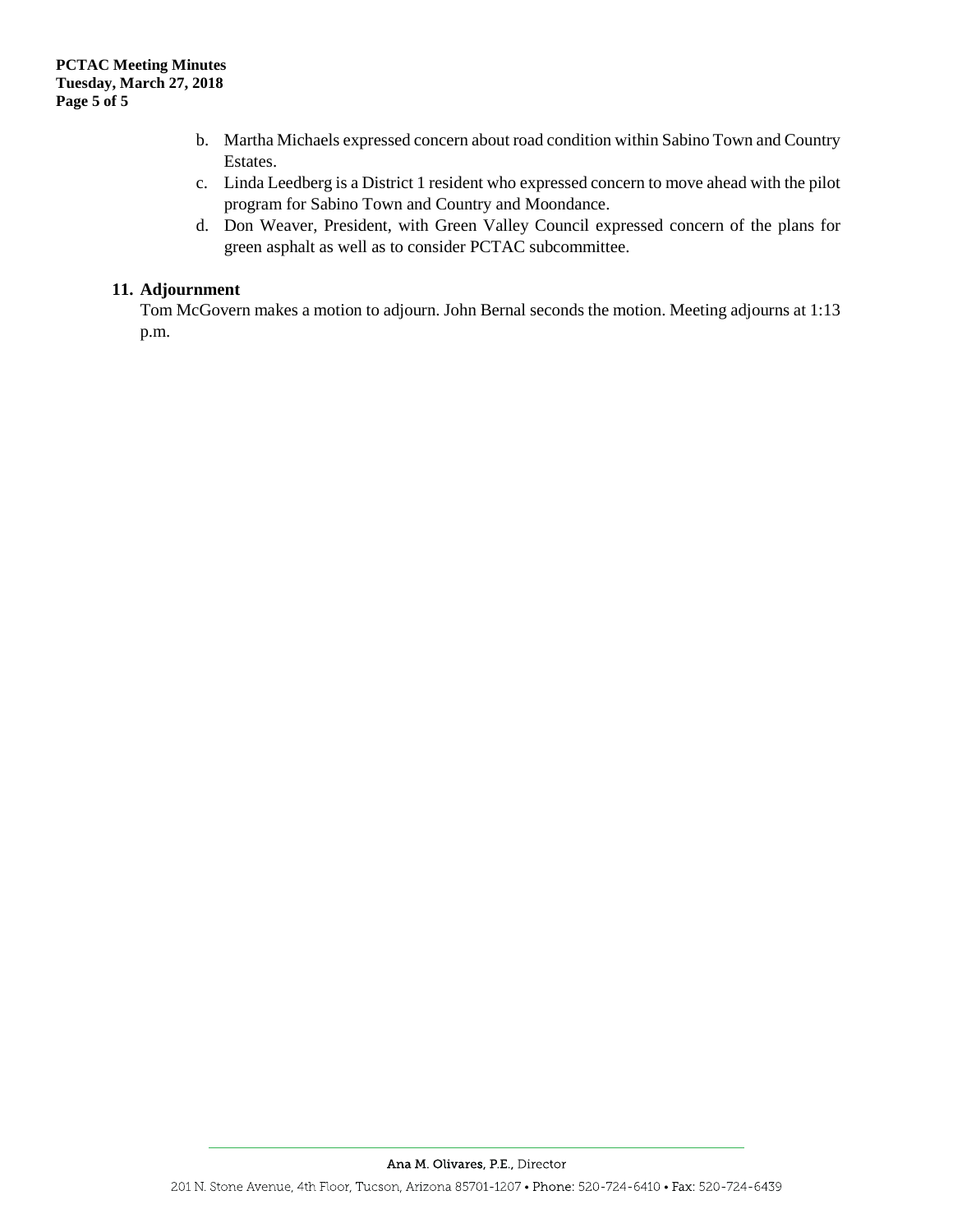b. Martha Michaels expressed concern about road condition within Sabino Town and Country Estates.
c. Linda Leedberg is a District 1 resident who expressed concern to move ahead with the pilot program for Sabino Town and Country and Moondance.
d. Don Weaver, President, with Green Valley Council expressed concern of the plans for green asphalt as well as to consider PCTAC subcommittee.

## 11. Adjournment

Tom McGovern makes a motion to adjourn. John Bernal seconds the motion. Meeting adjourns at 1:13 p.m.